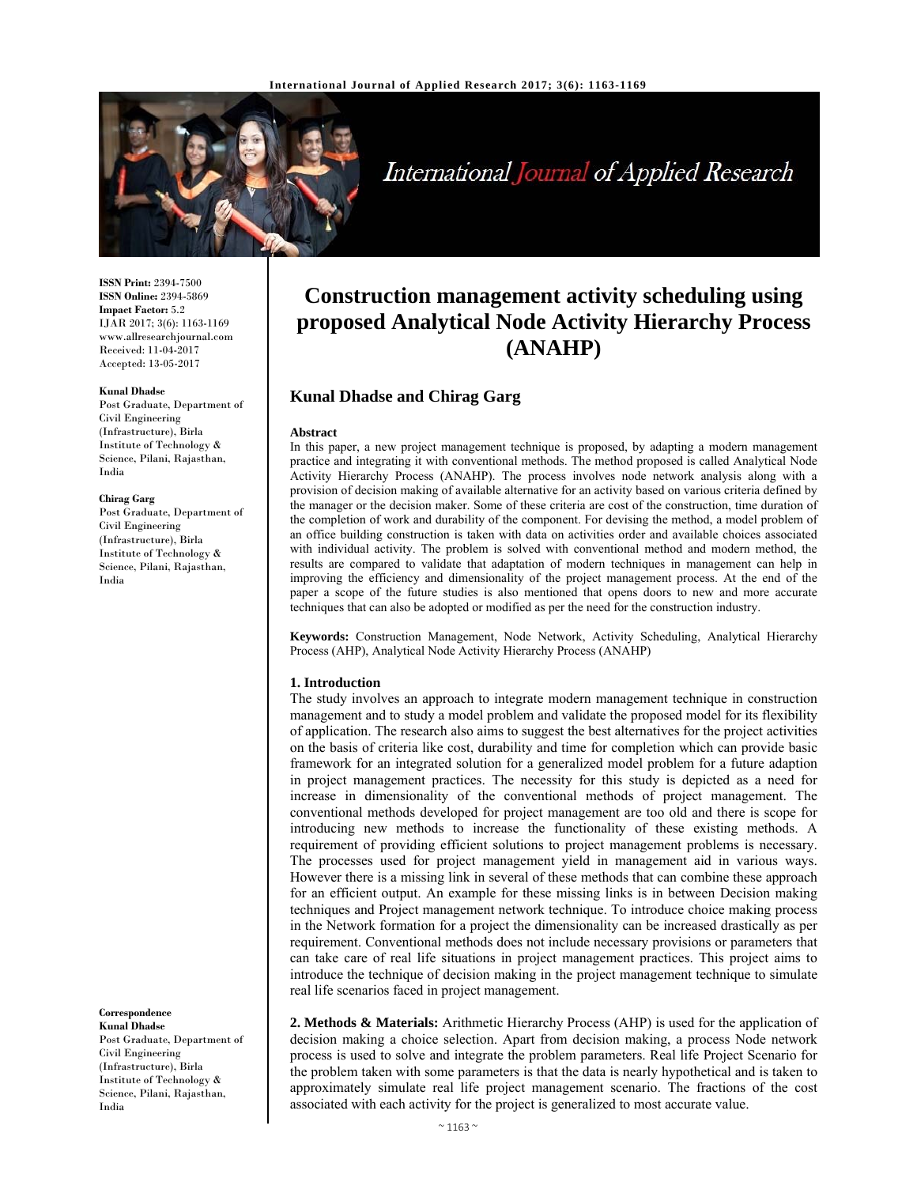# Construction management activity scheduling using proposed Analytical Node Activity Hierarchy Process (ANAHP)

**Kunal Dhadse and Chirag Garg**

**ISSN Print:** 2394-7500
**ISSN Online:** 2394-5869
**Impact Factor:** 5.2
IJAR 2017; 3(6): 1163-1169
www.allresearchjournal.com
Received: 11-04-2017
Accepted: 13-05-2017

**Kunal Dhadse**
Post Graduate, Department of Civil Engineering (Infrastructure), Birla Institute of Technology & Science, Pilani, Rajasthan, India

**Chirag Garg**
Post Graduate, Department of Civil Engineering (Infrastructure), Birla Institute of Technology & Science, Pilani, Rajasthan, India

**Correspondence**
**Kunal Dhadse**
Post Graduate, Department of Civil Engineering (Infrastructure), Birla Institute of Technology & Science, Pilani, Rajasthan, India

### Abstract

In this paper, a new project management technique is proposed, by adapting a modern management practice and integrating it with conventional methods. The method proposed is called Analytical Node Activity Hierarchy Process (ANAHP). The process involves node network analysis along with a provision of decision making of available alternative for an activity based on various criteria defined by the manager or the decision maker. Some of these criteria are cost of the construction, time duration of the completion of work and durability of the component. For devising the method, a model problem of an office building construction is taken with data on activities order and available choices associated with individual activity. The problem is solved with conventional method and modern method, the results are compared to validate that adaptation of modern techniques in management can help in improving the efficiency and dimensionality of the project management process. At the end of the paper a scope of the future studies is also mentioned that opens doors to new and more accurate techniques that can also be adopted or modified as per the need for the construction industry.

**Keywords:** Construction Management, Node Network, Activity Scheduling, Analytical Hierarchy Process (AHP), Analytical Node Activity Hierarchy Process (ANAHP)

### 1. Introduction

The study involves an approach to integrate modern management technique in construction management and to study a model problem and validate the proposed model for its flexibility of application. The research also aims to suggest the best alternatives for the project activities on the basis of criteria like cost, durability and time for completion which can provide basic framework for an integrated solution for a generalized model problem for a future adaption in project management practices. The necessity for this study is depicted as a need for increase in dimensionality of the conventional methods of project management. The conventional methods developed for project management are too old and there is scope for introducing new methods to increase the functionality of these existing methods. A requirement of providing efficient solutions to project management problems is necessary. The processes used for project management yield in management aid in various ways. However there is a missing link in several of these methods that can combine these approach for an efficient output. An example for these missing links is in between Decision making techniques and Project management network technique. To introduce choice making process in the Network formation for a project the dimensionality can be increased drastically as per requirement. Conventional methods does not include necessary provisions or parameters that can take care of real life situations in project management practices. This project aims to introduce the technique of decision making in the project management technique to simulate real life scenarios faced in project management.

**2. Methods & Materials:** Arithmetic Hierarchy Process (AHP) is used for the application of decision making a choice selection. Apart from decision making, a process Node network process is used to solve and integrate the problem parameters. Real life Project Scenario for the problem taken with some parameters is that the data is nearly hypothetical and is taken to approximately simulate real life project management scenario. The fractions of the cost associated with each activity for the project is generalized to most accurate value.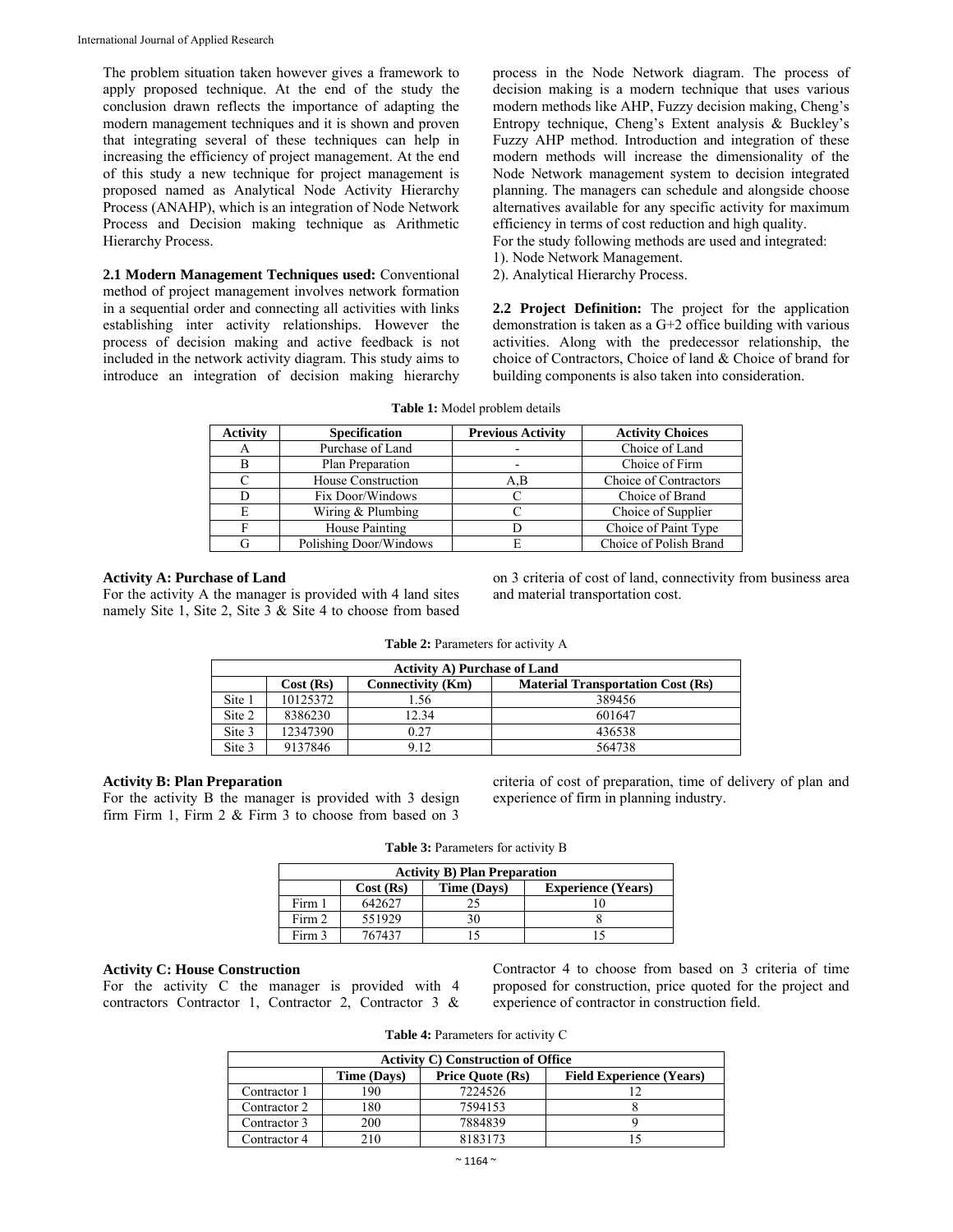The problem situation taken however gives a framework to apply proposed technique. At the end of the study the conclusion drawn reflects the importance of adapting the modern management techniques and it is shown and proven that integrating several of these techniques can help in increasing the efficiency of project management. At the end of this study a new technique for project management is proposed named as Analytical Node Activity Hierarchy Process (ANAHP), which is an integration of Node Network Process and Decision making technique as Arithmetic Hierarchy Process.

**2.1 Modern Management Techniques used:** Conventional method of project management involves network formation in a sequential order and connecting all activities with links establishing inter activity relationships. However the process of decision making and active feedback is not included in the network activity diagram. This study aims to introduce an integration of decision making hierarchy process in the Node Network diagram. The process of decision making is a modern technique that uses various modern methods like AHP, Fuzzy decision making, Cheng's Entropy technique, Cheng's Extent analysis & Buckley's Fuzzy AHP method. Introduction and integration of these modern methods will increase the dimensionality of the Node Network management system to decision integrated planning. The managers can schedule and alongside choose alternatives available for any specific activity for maximum efficiency in terms of cost reduction and high quality.

For the study following methods are used and integrated:

1). Node Network Management.

2). Analytical Hierarchy Process.

**2.2 Project Definition:** The project for the application demonstration is taken as a G+2 office building with various activities. Along with the predecessor relationship, the choice of Contractors, Choice of land & Choice of brand for building components is also taken into consideration.

**Table 1:** Model problem details

| Activity | Specification | Previous Activity | Activity Choices |
|---|---|---|---|
| A | Purchase of Land | - | Choice of Land |
| B | Plan Preparation | - | Choice of Firm |
| C | House Construction | A,B | Choice of Contractors |
| D | Fix Door/Windows | C | Choice of Brand |
| E | Wiring & Plumbing | C | Choice of Supplier |
| F | House Painting | D | Choice of Paint Type |
| G | Polishing Door/Windows | E | Choice of Polish Brand |

**Activity A: Purchase of Land**

For the activity A the manager is provided with 4 land sites namely Site 1, Site 2, Site 3 & Site 4 to choose from based on 3 criteria of cost of land, connectivity from business area and material transportation cost.

**Table 2:** Parameters for activity A

| Activity A) Purchase of Land | | | |
|---|---|---|---|
| | Cost (Rs) | Connectivity (Km) | Material Transportation Cost (Rs) |
| Site 1 | 10125372 | 1.56 | 389456 |
| Site 2 | 8386230 | 12.34 | 601647 |
| Site 3 | 12347390 | 0.27 | 436538 |
| Site 3 | 9137846 | 9.12 | 564738 |

**Activity B: Plan Preparation**

For the activity B the manager is provided with 3 design firm Firm 1, Firm 2 & Firm 3 to choose from based on 3 criteria of cost of preparation, time of delivery of plan and experience of firm in planning industry.

**Table 3:** Parameters for activity B

| Activity B) Plan Preparation | | | |
|---|---|---|---|
| | Cost (Rs) | Time (Days) | Experience (Years) |
| Firm 1 | 642627 | 25 | 10 |
| Firm 2 | 551929 | 30 | 8 |
| Firm 3 | 767437 | 15 | 15 |

**Activity C: House Construction**

For the activity C the manager is provided with 4 contractors Contractor 1, Contractor 2, Contractor 3 & Contractor 4 to choose from based on 3 criteria of time proposed for construction, price quoted for the project and experience of contractor in construction field.

**Table 4:** Parameters for activity C

| Activity C) Construction of Office | | | |
|---|---|---|---|
| | Time (Days) | Price Quote (Rs) | Field Experience (Years) |
| Contractor 1 | 190 | 7224526 | 12 |
| Contractor 2 | 180 | 7594153 | 8 |
| Contractor 3 | 200 | 7884839 | 9 |
| Contractor 4 | 210 | 8183173 | 15 |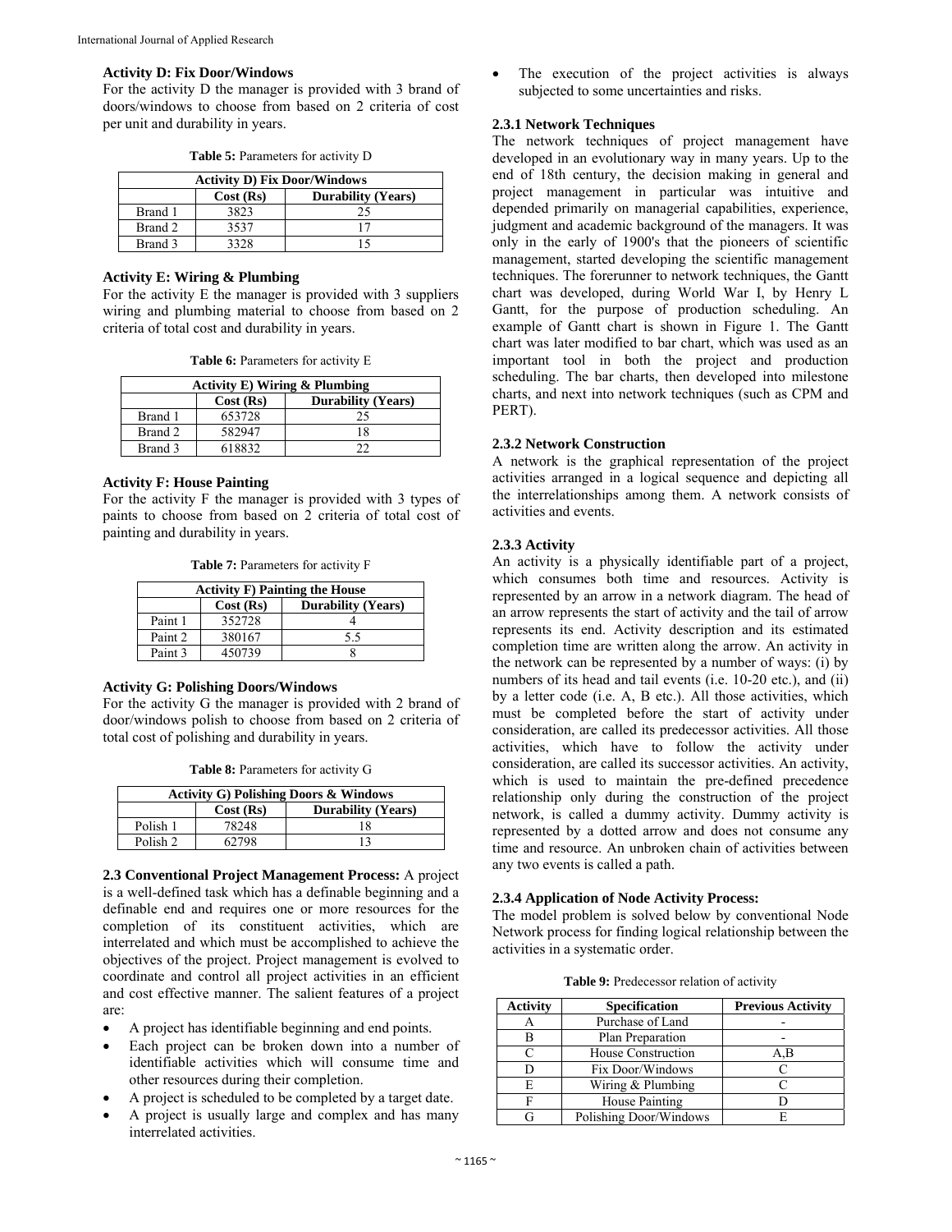**Activity D: Fix Door/Windows**

For the activity D the manager is provided with 3 brand of doors/windows to choose from based on 2 criteria of cost per unit and durability in years.

**Table 5:** Parameters for activity D

| Activity D) Fix Door/Windows | | |
|---|---|---|
| | Cost (Rs) | Durability (Years) |
| Brand 1 | 3823 | 25 |
| Brand 2 | 3537 | 17 |
| Brand 3 | 3328 | 15 |

**Activity E: Wiring & Plumbing**

For the activity E the manager is provided with 3 suppliers wiring and plumbing material to choose from based on 2 criteria of total cost and durability in years.

**Table 6:** Parameters for activity E

| Activity E) Wiring & Plumbing | | |
|---|---|---|
| | Cost (Rs) | Durability (Years) |
| Brand 1 | 653728 | 25 |
| Brand 2 | 582947 | 18 |
| Brand 3 | 618832 | 22 |

**Activity F: House Painting**

For the activity F the manager is provided with 3 types of paints to choose from based on 2 criteria of total cost of painting and durability in years.

**Table 7:** Parameters for activity F

| Activity F) Painting the House | | |
|---|---|---|
| | Cost (Rs) | Durability (Years) |
| Paint 1 | 352728 | 4 |
| Paint 2 | 380167 | 5.5 |
| Paint 3 | 450739 | 8 |

**Activity G: Polishing Doors/Windows**

For the activity G the manager is provided with 2 brand of door/windows polish to choose from based on 2 criteria of total cost of polishing and durability in years.

**Table 8:** Parameters for activity G

| Activity G) Polishing Doors & Windows | | |
|---|---|---|
| | Cost (Rs) | Durability (Years) |
| Polish 1 | 78248 | 18 |
| Polish 2 | 62798 | 13 |

**2.3 Conventional Project Management Process:** A project is a well-defined task which has a definable beginning and a definable end and requires one or more resources for the completion of its constituent activities, which are interrelated and which must be accomplished to achieve the objectives of the project. Project management is evolved to coordinate and control all project activities in an efficient and cost effective manner. The salient features of a project are:

- A project has identifiable beginning and end points.
- Each project can be broken down into a number of identifiable activities which will consume time and other resources during their completion.
- A project is scheduled to be completed by a target date.
- A project is usually large and complex and has many interrelated activities.
- The execution of the project activities is always subjected to some uncertainties and risks.

**2.3.1 Network Techniques**

The network techniques of project management have developed in an evolutionary way in many years. Up to the end of 18th century, the decision making in general and project management in particular was intuitive and depended primarily on managerial capabilities, experience, judgment and academic background of the managers. It was only in the early of 1900's that the pioneers of scientific management, started developing the scientific management techniques. The forerunner to network techniques, the Gantt chart was developed, during World War I, by Henry L Gantt, for the purpose of production scheduling. An example of Gantt chart is shown in Figure 1. The Gantt chart was later modified to bar chart, which was used as an important tool in both the project and production scheduling. The bar charts, then developed into milestone charts, and next into network techniques (such as CPM and PERT).

**2.3.2 Network Construction**

A network is the graphical representation of the project activities arranged in a logical sequence and depicting all the interrelationships among them. A network consists of activities and events.

**2.3.3 Activity**

An activity is a physically identifiable part of a project, which consumes both time and resources. Activity is represented by an arrow in a network diagram. The head of an arrow represents the start of activity and the tail of arrow represents its end. Activity description and its estimated completion time are written along the arrow. An activity in the network can be represented by a number of ways: (i) by numbers of its head and tail events (i.e. 10-20 etc.), and (ii) by a letter code (i.e. A, B etc.). All those activities, which must be completed before the start of activity under consideration, are called its predecessor activities. All those activities, which have to follow the activity under consideration, are called its successor activities. An activity, which is used to maintain the pre-defined precedence relationship only during the construction of the project network, is called a dummy activity. Dummy activity is represented by a dotted arrow and does not consume any time and resource. An unbroken chain of activities between any two events is called a path.

**2.3.4 Application of Node Activity Process:**

The model problem is solved below by conventional Node Network process for finding logical relationship between the activities in a systematic order.

**Table 9:** Predecessor relation of activity

| Activity | Specification | Previous Activity |
|---|---|---|
| A | Purchase of Land | - |
| B | Plan Preparation | - |
| C | House Construction | A,B |
| D | Fix Door/Windows | C |
| E | Wiring & Plumbing | C |
| F | House Painting | D |
| G | Polishing Door/Windows | E |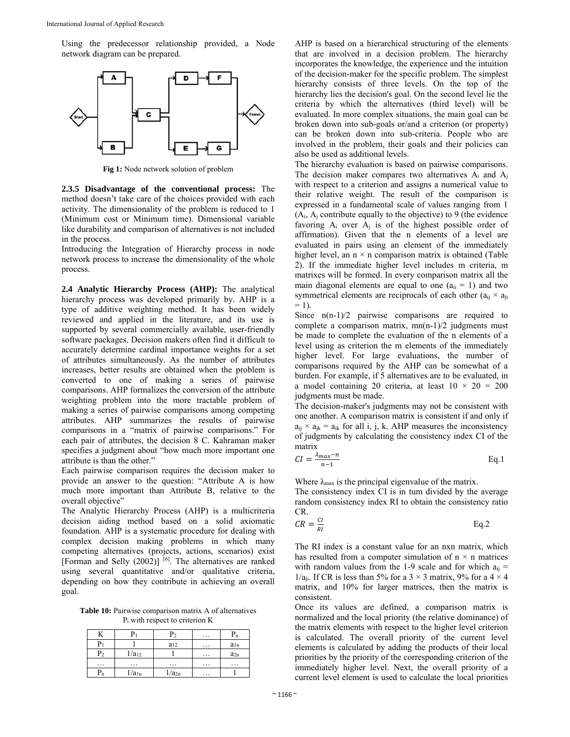Using the predecessor relationship provided, a Node network diagram can be prepared.

Fig 1: Node network solution of problem

**2.3.5 Disadvantage of the conventional process:** The method doesn't take care of the choices provided with each activity. The dimensionality of the problem is reduced to 1 (Minimum cost or Minimum time). Dimensional variable like durability and comparison of alternatives is not included in the process.

Introducing the Integration of Hierarchy process in node network process to increase the dimensionality of the whole process.

**2.4 Analytic Hierarchy Process (AHP):** The analytical hierarchy process was developed primarily by. AHP is a type of additive weighting method. It has been widely reviewed and applied in the literature, and its use is supported by several commercially available, user-friendly software packages. Decision makers often find it difficult to accurately determine cardinal importance weights for a set of attributes simultaneously. As the number of attributes increases, better results are obtained when the problem is converted to one of making a series of pairwise comparisons. AHP formalizes the conversion of the attribute weighting problem into the more tractable problem of making a series of pairwise comparisons among competing attributes. AHP summarizes the results of pairwise comparisons in a "matrix of pairwise comparisons." For each pair of attributes, the decision 8 C. Kahraman maker specifies a judgment about "how much more important one attribute is than the other."

Each pairwise comparison requires the decision maker to provide an answer to the question: "Attribute A is how much more important than Attribute B, relative to the overall objective"

The Analytic Hierarchy Process (AHP) is a multicriteria decision aiding method based on a solid axiomatic foundation. AHP is a systematic procedure for dealing with complex decision making problems in which many competing alternatives (projects, actions, scenarios) exist [Forman and Selly (2002)] [6]. The alternatives are ranked using several quantitative and/or qualitative criteria, depending on how they contribute in achieving an overall goal.

**Table 10:** Pairwise comparison matrix A of alternatives $P_i$ with respect to criterion K

| K | $P_1$ | $P_2$ | … | $P_n$ |
|---|---|---|---|---|
| $P_1$ | 1 | $a_{12}$ | … | $a_{1n}$ |
| $P_2$ | $1/a_{12}$ | 1 | … | $a_{2n}$ |
| … | … | … | … | … |
| $P_n$ | $1/a_{1n}$ | $1/a_{2n}$ | … | 1 |

AHP is based on a hierarchical structuring of the elements that are involved in a decision problem. The hierarchy incorporates the knowledge, the experience and the intuition of the decision-maker for the specific problem. The simplest hierarchy consists of three levels. On the top of the hierarchy lies the decision's goal. On the second level lie the criteria by which the alternatives (third level) will be evaluated. In more complex situations, the main goal can be broken down into sub-goals or/and a criterion (or property) can be broken down into sub-criteria. People who are involved in the problem, their goals and their policies can also be used as additional levels.

The hierarchy evaluation is based on pairwise comparisons. The decision maker compares two alternatives $A_i$ and $A_j$ with respect to a criterion and assigns a numerical value to their relative weight. The result of the comparison is expressed in a fundamental scale of values ranging from 1 ($A_i$, $A_j$ contribute equally to the objective) to 9 (the evidence favoring $A_i$ over $A_j$ is of the highest possible order of affirmation). Given that the n elements of a level are evaluated in pairs using an element of the immediately higher level, an n × n comparison matrix is obtained (Table 2). If the immediate higher level includes m criteria, m matrixes will be formed. In every comparison matrix all the main diagonal elements are equal to one ($a_{ii} = 1$) and two symmetrical elements are reciprocals of each other ($a_{ij} \times a_{ji} = 1$).

Since n(n-1)/2 pairwise comparisons are required to complete a comparison matrix, mn(n-1)/2 judgments must be made to complete the evaluation of the n elements of a level using as criterion the m elements of the immediately higher level. For large evaluations, the number of comparisons required by the AHP can be somewhat of a burden. For example, if 5 alternatives are to be evaluated, in a model containing 20 criteria, at least 10 × 20 = 200 judgments must be made.

The decision-maker's judgments may not be consistent with one another. A comparison matrix is consistent if and only if $a_{ij} \times a_{jk} = a_{ik}$ for all i, j, k. AHP measures the inconsistency of judgments by calculating the consistency index CI of the matrix

$$CI = \frac{\lambda_{max} - n}{n-1} \qquad \text{Eq.1}$$

Where $\lambda_{max}$ is the principal eigenvalue of the matrix.

The consistency index CI is in tum divided by the average random consistency index RI to obtain the consistency ratio CR.

$$CR = \frac{CI}{RI} \qquad \text{Eq.2}$$

The RI index is a constant value for an nxn matrix, which has resulted from a computer simulation of n × n matrices with random values from the 1-9 scale and for which $a_{ij} = 1/a_{ji}$. If CR is less than 5% for a 3 × 3 matrix, 9% for a 4 × 4 matrix, and 10% for larger matrices, then the matrix is consistent.

Once its values are defined, a comparison matrix is normalized and the local priority (the relative dominance) of the matrix elements with respect to the higher level criterion is calculated. The overall priority of the current level elements is calculated by adding the products of their local priorities by the priority of the corresponding criterion of the immediately higher level. Next, the overall priority of a current level element is used to calculate the local priorities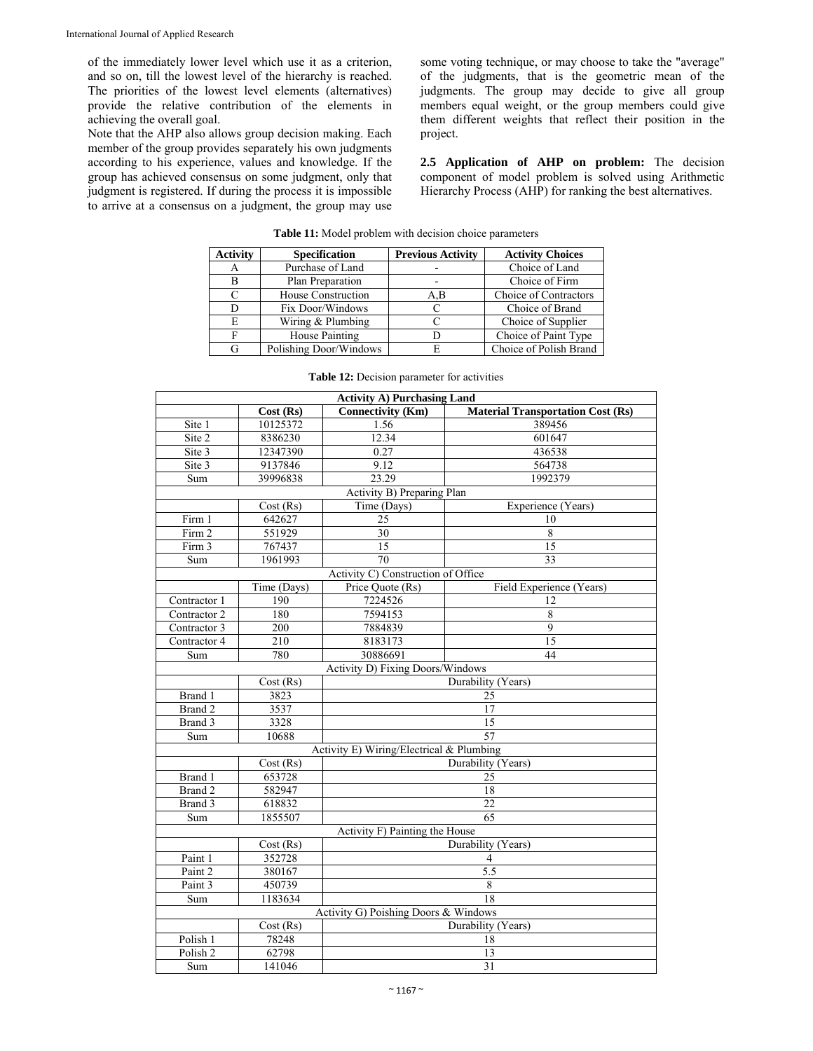of the immediately lower level which use it as a criterion, and so on, till the lowest level of the hierarchy is reached. The priorities of the lowest level elements (alternatives) provide the relative contribution of the elements in achieving the overall goal.

Note that the AHP also allows group decision making. Each member of the group provides separately his own judgments according to his experience, values and knowledge. If the group has achieved consensus on some judgment, only that judgment is registered. If during the process it is impossible to arrive at a consensus on a judgment, the group may use some voting technique, or may choose to take the "average" of the judgments, that is the geometric mean of the judgments. The group may decide to give all group members equal weight, or the group members could give them different weights that reflect their position in the project.

**2.5 Application of AHP on problem:** The decision component of model problem is solved using Arithmetic Hierarchy Process (AHP) for ranking the best alternatives.

**Table 11:** Model problem with decision choice parameters

| Activity | Specification | Previous Activity | Activity Choices |
|---|---|---|---|
| A | Purchase of Land | - | Choice of Land |
| B | Plan Preparation | - | Choice of Firm |
| C | House Construction | A,B | Choice of Contractors |
| D | Fix Door/Windows | C | Choice of Brand |
| E | Wiring & Plumbing | C | Choice of Supplier |
| F | House Painting | D | Choice of Paint Type |
| G | Polishing Door/Windows | E | Choice of Polish Brand |

**Table 12:** Decision parameter for activities

| **Activity A) Purchasing Land** | | | |
|---|---|---|---|
| | **Cost (Rs)** | **Connectivity (Km)** | **Material Transportation Cost (Rs)** |
| Site 1 | 10125372 | 1.56 | 389456 |
| Site 2 | 8386230 | 12.34 | 601647 |
| Site 3 | 12347390 | 0.27 | 436538 |
| Site 3 | 9137846 | 9.12 | 564738 |
| Sum | 39996838 | 23.29 | 1992379 |
| Activity B) Preparing Plan | | | |
| | Cost (Rs) | Time (Days) | Experience (Years) |
| Firm 1 | 642627 | 25 | 10 |
| Firm 2 | 551929 | 30 | 8 |
| Firm 3 | 767437 | 15 | 15 |
| Sum | 1961993 | 70 | 33 |
| Activity C) Construction of Office | | | |
| | Time (Days) | Price Quote (Rs) | Field Experience (Years) |
| Contractor 1 | 190 | 7224526 | 12 |
| Contractor 2 | 180 | 7594153 | 8 |
| Contractor 3 | 200 | 7884839 | 9 |
| Contractor 4 | 210 | 8183173 | 15 |
| Sum | 780 | 30886691 | 44 |
| Activity D) Fixing Doors/Windows | | | |
| | Cost (Rs) | Durability (Years) | |
| Brand 1 | 3823 | 25 | |
| Brand 2 | 3537 | 17 | |
| Brand 3 | 3328 | 15 | |
| Sum | 10688 | 57 | |
| Activity E) Wiring/Electrical & Plumbing | | | |
| | Cost (Rs) | Durability (Years) | |
| Brand 1 | 653728 | 25 | |
| Brand 2 | 582947 | 18 | |
| Brand 3 | 618832 | 22 | |
| Sum | 1855507 | 65 | |
| Activity F) Painting the House | | | |
| | Cost (Rs) | Durability (Years) | |
| Paint 1 | 352728 | 4 | |
| Paint 2 | 380167 | 5.5 | |
| Paint 3 | 450739 | 8 | |
| Sum | 1183634 | 18 | |
| Activity G) Poishing Doors & Windows | | | |
| | Cost (Rs) | Durability (Years) | |
| Polish 1 | 78248 | 18 | |
| Polish 2 | 62798 | 13 | |
| Sum | 141046 | 31 | |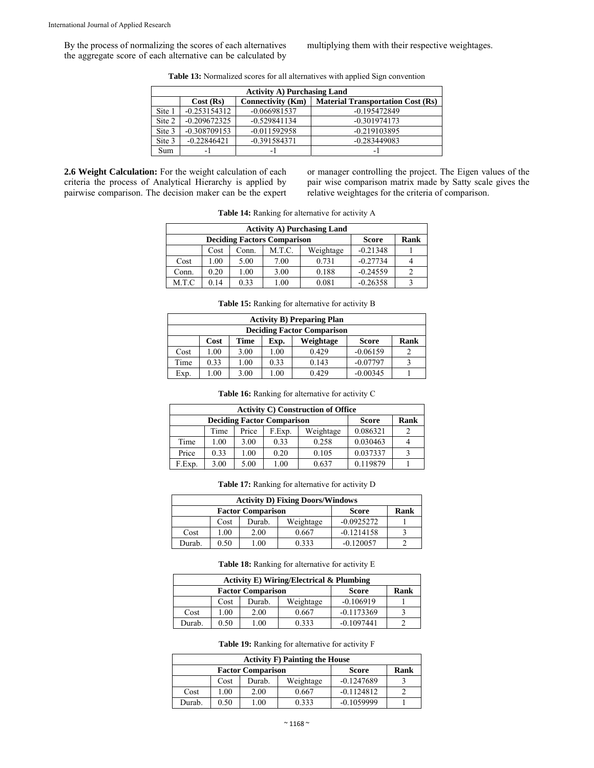By the process of normalizing the scores of each alternatives the aggregate score of each alternative can be calculated by multiplying them with their respective weightages.

**Table 13:** Normalized scores for all alternatives with applied Sign convention

| Activity A) Purchasing Land | | | |
|---|---|---|---|
| | Cost (Rs) | Connectivity (Km) | Material Transportation Cost (Rs) |
| Site 1 | -0.253154312 | -0.066981537 | -0.195472849 |
| Site 2 | -0.209672325 | -0.529841134 | -0.301974173 |
| Site 3 | -0.308709153 | -0.011592958 | -0.219103895 |
| Site 3 | -0.22846421 | -0.391584371 | -0.283449083 |
| Sum | -1 | -1 | -1 |

**2.6 Weight Calculation:** For the weight calculation of each criteria the process of Analytical Hierarchy is applied by pairwise comparison. The decision maker can be the expert or manager controlling the project. The Eigen values of the pair wise comparison matrix made by Satty scale gives the relative weightages for the criteria of comparison.

**Table 14:** Ranking for alternative for activity A

| Activity A) Purchasing Land | | | | | | |
|---|---|---|---|---|---|---|
| Deciding Factors Comparison | | | | | Score | Rank |
| | Cost | Conn. | M.T.C. | Weightage | -0.21348 | 1 |
| Cost | 1.00 | 5.00 | 7.00 | 0.731 | -0.27734 | 4 |
| Conn. | 0.20 | 1.00 | 3.00 | 0.188 | -0.24559 | 2 |
| M.T.C | 0.14 | 0.33 | 1.00 | 0.081 | -0.26358 | 3 |

**Table 15:** Ranking for alternative for activity B

| Activity B) Preparing Plan | | | | | | |
|---|---|---|---|---|---|---|
| Deciding Factor Comparison | | | | | | |
| | Cost | Time | Exp. | Weightage | Score | Rank |
| Cost | 1.00 | 3.00 | 1.00 | 0.429 | -0.06159 | 2 |
| Time | 0.33 | 1.00 | 0.33 | 0.143 | -0.07797 | 3 |
| Exp. | 1.00 | 3.00 | 1.00 | 0.429 | -0.00345 | 1 |

**Table 16:** Ranking for alternative for activity C

| Activity C) Construction of Office | | | | | | |
|---|---|---|---|---|---|---|
| Deciding Factor Comparison | | | | | Score | Rank |
| | Time | Price | F.Exp. | Weightage | 0.086321 | 2 |
| Time | 1.00 | 3.00 | 0.33 | 0.258 | 0.030463 | 4 |
| Price | 0.33 | 1.00 | 0.20 | 0.105 | 0.037337 | 3 |
| F.Exp. | 3.00 | 5.00 | 1.00 | 0.637 | 0.119879 | 1 |

**Table 17:** Ranking for alternative for activity D

| Activity D) Fixing Doors/Windows | | | | | |
|---|---|---|---|---|---|
| Factor Comparison | | | | Score | Rank |
| | Cost | Durab. | Weightage | -0.0925272 | 1 |
| Cost | 1.00 | 2.00 | 0.667 | -0.1214158 | 3 |
| Durab. | 0.50 | 1.00 | 0.333 | -0.120057 | 2 |

**Table 18:** Ranking for alternative for activity E

| Activity E) Wiring/Electrical & Plumbing | | | | | |
|---|---|---|---|---|---|
| Factor Comparison | | | | Score | Rank |
| | Cost | Durab. | Weightage | -0.106919 | 1 |
| Cost | 1.00 | 2.00 | 0.667 | -0.1173369 | 3 |
| Durab. | 0.50 | 1.00 | 0.333 | -0.1097441 | 2 |

**Table 19:** Ranking for alternative for activity F

| Activity F) Painting the House | | | | | |
|---|---|---|---|---|---|
| Factor Comparison | | | | Score | Rank |
| | Cost | Durab. | Weightage | -0.1247689 | 3 |
| Cost | 1.00 | 2.00 | 0.667 | -0.1124812 | 2 |
| Durab. | 0.50 | 1.00 | 0.333 | -0.1059999 | 1 |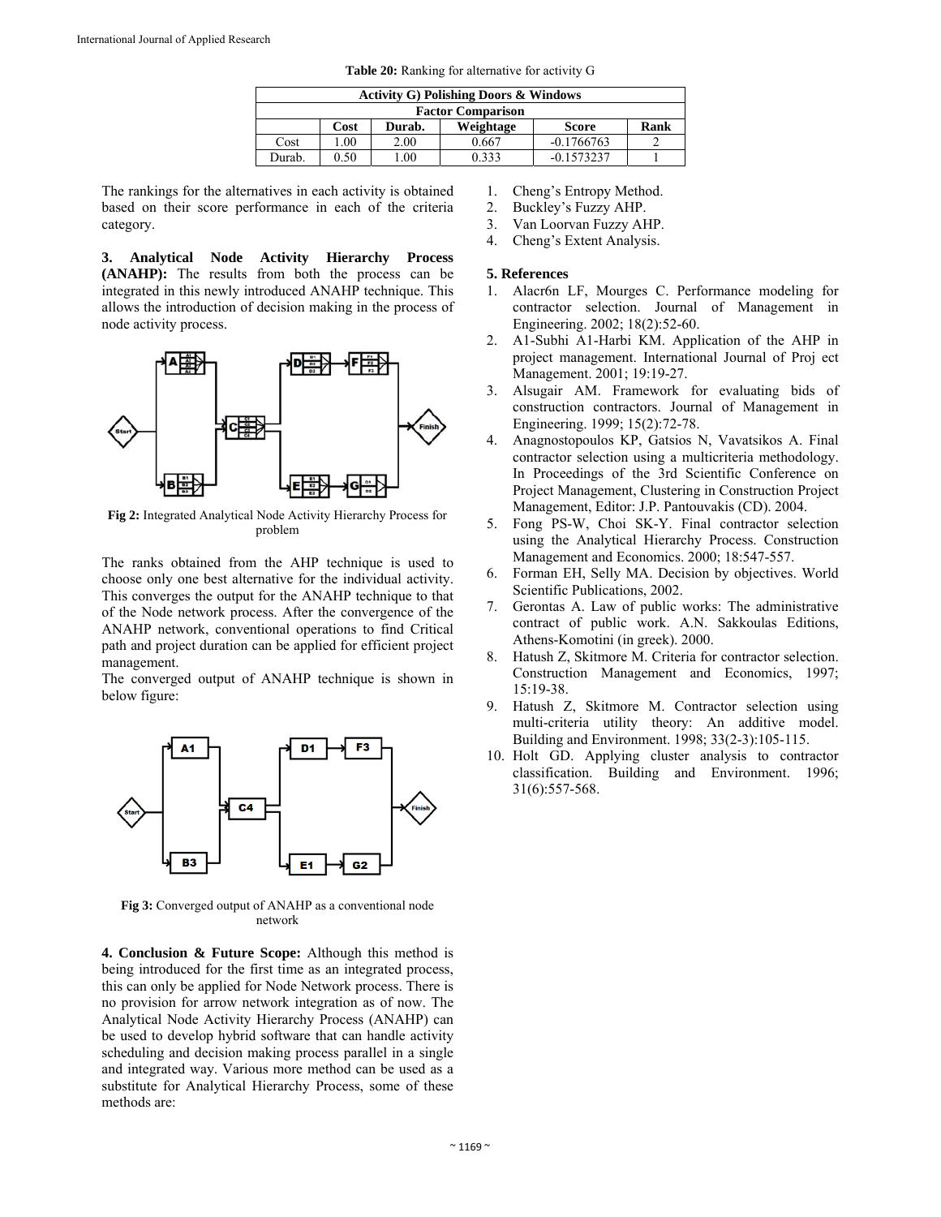**Table 20:** Ranking for alternative for activity G

| Activity G) Polishing Doors & Windows | | | | | |
|---|---|---|---|---|---|
| Factor Comparison | | | | | |
| | Cost | Durab. | Weightage | Score | Rank |
| Cost | 1.00 | 2.00 | 0.667 | -0.1766763 | 2 |
| Durab. | 0.50 | 1.00 | 0.333 | -0.1573237 | 1 |

The rankings for the alternatives in each activity is obtained based on their score performance in each of the criteria category.

**3. Analytical Node Activity Hierarchy Process (ANAHP):** The results from both the process can be integrated in this newly introduced ANAHP technique. This allows the introduction of decision making in the process of node activity process.

Start
A
B
C
D
E
F
G
Finish

**Fig 2:** Integrated Analytical Node Activity Hierarchy Process for problem

The ranks obtained from the AHP technique is used to choose only one best alternative for the individual activity. This converges the output for the ANAHP technique to that of the Node network process. After the convergence of the ANAHP network, conventional operations to find Critical path and project duration can be applied for efficient project management.

The converged output of ANAHP technique is shown in below figure:

Start
A1
B3
C4
D1
F3
E1
G2
Finish

**Fig 3:** Converged output of ANAHP as a conventional node network

**4. Conclusion & Future Scope:** Although this method is being introduced for the first time as an integrated process, this can only be applied for Node Network process. There is no provision for arrow network integration as of now. The Analytical Node Activity Hierarchy Process (ANAHP) can be used to develop hybrid software that can handle activity scheduling and decision making process parallel in a single and integrated way. Various more method can be used as a substitute for Analytical Hierarchy Process, some of these methods are:

1. Cheng's Entropy Method.
2. Buckley's Fuzzy AHP.
3. Van Loorvan Fuzzy AHP.
4. Cheng's Extent Analysis.

## 5. References

1. Alacr6n LF, Mourges C. Performance modeling for contractor selection. Journal of Management in Engineering. 2002; 18(2):52-60.
2. A1-Subhi A1-Harbi KM. Application of the AHP in project management. International Journal of Proj ect Management. 2001; 19:19-27.
3. Alsugair AM. Framework for evaluating bids of construction contractors. Journal of Management in Engineering. 1999; 15(2):72-78.
4. Anagnostopoulos KP, Gatsios N, Vavatsikos A. Final contractor selection using a multicriteria methodology. In Proceedings of the 3rd Scientific Conference on Project Management, Clustering in Construction Project Management, Editor: J.P. Pantouvakis (CD). 2004.
5. Fong PS-W, Choi SK-Y. Final contractor selection using the Analytical Hierarchy Process. Construction Management and Economics. 2000; 18:547-557.
6. Forman EH, Selly MA. Decision by objectives. World Scientific Publications, 2002.
7. Gerontas A. Law of public works: The administrative contract of public work. A.N. Sakkoulas Editions, Athens-Komotini (in greek). 2000.
8. Hatush Z, Skitmore M. Criteria for contractor selection. Construction Management and Economics, 1997; 15:19-38.
9. Hatush Z, Skitmore M. Contractor selection using multi-criteria utility theory: An additive model. Building and Environment. 1998; 33(2-3):105-115.
10. Holt GD. Applying cluster analysis to contractor classification. Building and Environment. 1996; 31(6):557-568.